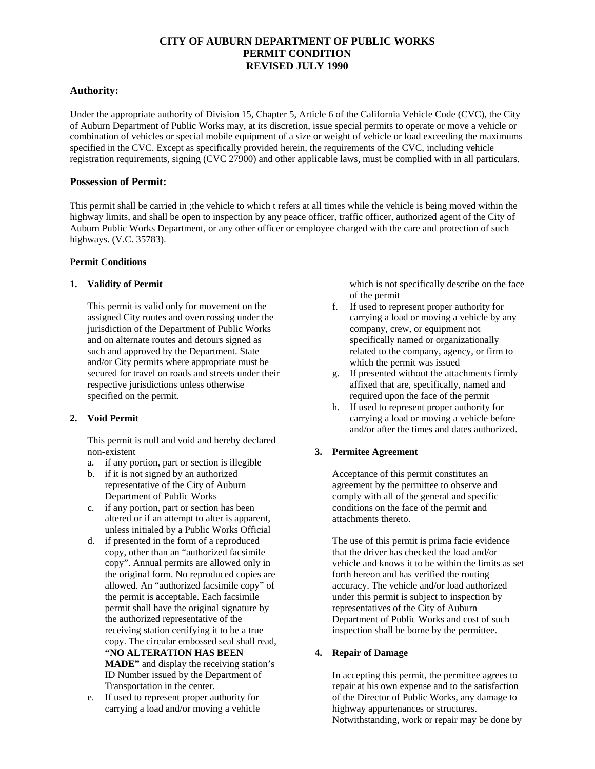# CITY OF AUBURN DEPARTMENT OF PUBLIC WORKS
# PERMIT CONDITION
# REVISED JULY 1990

## Authority:

Under the appropriate authority of Division 15, Chapter 5, Article 6 of the California Vehicle Code (CVC), the City of Auburn Department of Public Works may, at its discretion, issue special permits to operate or move a vehicle or combination of vehicles or special mobile equipment of a size or weight of vehicle or load exceeding the maximums specified in the CVC. Except as specifically provided herein, the requirements of the CVC, including vehicle registration requirements, signing (CVC 27900) and other applicable laws, must be complied with in all particulars.

## Possession of Permit:

This permit shall be carried in ;the vehicle to which t refers at all times while the vehicle is being moved within the highway limits, and shall be open to inspection by any peace officer, traffic officer, authorized agent of the City of Auburn Public Works Department, or any other officer or employee charged with the care and protection of such highways. (V.C. 35783).

### Permit Conditions

**1. Validity of Permit**

This permit is valid only for movement on the assigned City routes and overcrossing under the jurisdiction of the Department of Public Works and on alternate routes and detours signed as such and approved by the Department. State and/or City permits where appropriate must be secured for travel on roads and streets under their respective jurisdictions unless otherwise specified on the permit.

**2. Void Permit**

This permit is null and void and hereby declared non-existent

a. if any portion, part or section is illegible
b. if it is not signed by an authorized representative of the City of Auburn Department of Public Works
c. if any portion, part or section has been altered or if an attempt to alter is apparent, unless initialed by a Public Works Official
d. if presented in the form of a reproduced copy, other than an "authorized facsimile copy". Annual permits are allowed only in the original form. No reproduced copies are allowed. An "authorized facsimile copy" of the permit is acceptable. Each facsimile permit shall have the original signature by the authorized representative of the receiving station certifying it to be a true copy. The circular embossed seal shall read, **"NO ALTERATION HAS BEEN MADE"** and display the receiving station's ID Number issued by the Department of Transportation in the center.
e. If used to represent proper authority for carrying a load and/or moving a vehicle which is not specifically describe on the face of the permit
f. If used to represent proper authority for carrying a load or moving a vehicle by any company, crew, or equipment not specifically named or organizationally related to the company, agency, or firm to which the permit was issued
g. If presented without the attachments firmly affixed that are, specifically, named and required upon the face of the permit
h. If used to represent proper authority for carrying a load or moving a vehicle before and/or after the times and dates authorized.

**3. Permitee Agreement**

Acceptance of this permit constitutes an agreement by the permittee to observe and comply with all of the general and specific conditions on the face of the permit and attachments thereto.

The use of this permit is prima facie evidence that the driver has checked the load and/or vehicle and knows it to be within the limits as set forth hereon and has verified the routing accuracy. The vehicle and/or load authorized under this permit is subject to inspection by representatives of the City of Auburn Department of Public Works and cost of such inspection shall be borne by the permittee.

**4. Repair of Damage**

In accepting this permit, the permittee agrees to repair at his own expense and to the satisfaction of the Director of Public Works, any damage to highway appurtenances or structures. Notwithstanding, work or repair may be done by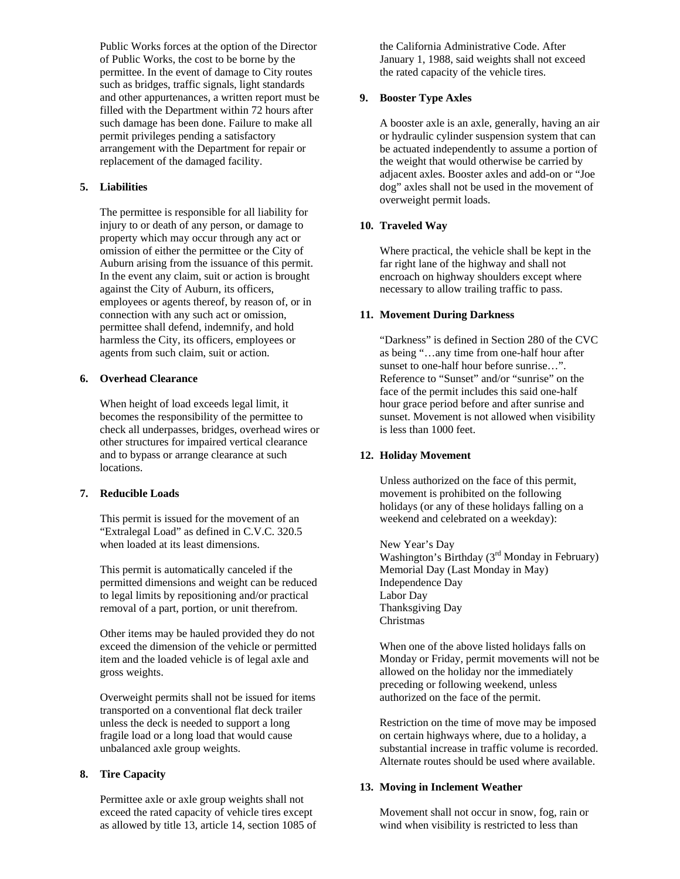Public Works forces at the option of the Director of Public Works, the cost to be borne by the permittee. In the event of damage to City routes such as bridges, traffic signals, light standards and other appurtenances, a written report must be filled with the Department within 72 hours after such damage has been done. Failure to make all permit privileges pending a satisfactory arrangement with the Department for repair or replacement of the damaged facility.

**5. Liabilities**

The permittee is responsible for all liability for injury to or death of any person, or damage to property which may occur through any act or omission of either the permittee or the City of Auburn arising from the issuance of this permit. In the event any claim, suit or action is brought against the City of Auburn, its officers, employees or agents thereof, by reason of, or in connection with any such act or omission, permittee shall defend, indemnify, and hold harmless the City, its officers, employees or agents from such claim, suit or action.

**6. Overhead Clearance**

When height of load exceeds legal limit, it becomes the responsibility of the permittee to check all underpasses, bridges, overhead wires or other structures for impaired vertical clearance and to bypass or arrange clearance at such locations.

**7. Reducible Loads**

This permit is issued for the movement of an "Extralegal Load" as defined in C.V.C. 320.5 when loaded at its least dimensions.

This permit is automatically canceled if the permitted dimensions and weight can be reduced to legal limits by repositioning and/or practical removal of a part, portion, or unit therefrom.

Other items may be hauled provided they do not exceed the dimension of the vehicle or permitted item and the loaded vehicle is of legal axle and gross weights.

Overweight permits shall not be issued for items transported on a conventional flat deck trailer unless the deck is needed to support a long fragile load or a long load that would cause unbalanced axle group weights.

**8. Tire Capacity**

Permittee axle or axle group weights shall not exceed the rated capacity of vehicle tires except as allowed by title 13, article 14, section 1085 of the California Administrative Code. After January 1, 1988, said weights shall not exceed the rated capacity of the vehicle tires.

**9. Booster Type Axles**

A booster axle is an axle, generally, having an air or hydraulic cylinder suspension system that can be actuated independently to assume a portion of the weight that would otherwise be carried by adjacent axles. Booster axles and add-on or "Joe dog" axles shall not be used in the movement of overweight permit loads.

**10. Traveled Way**

Where practical, the vehicle shall be kept in the far right lane of the highway and shall not encroach on highway shoulders except where necessary to allow trailing traffic to pass.

**11. Movement During Darkness**

"Darkness" is defined in Section 280 of the CVC as being "…any time from one-half hour after sunset to one-half hour before sunrise…". Reference to "Sunset" and/or "sunrise" on the face of the permit includes this said one-half hour grace period before and after sunrise and sunset. Movement is not allowed when visibility is less than 1000 feet.

**12. Holiday Movement**

Unless authorized on the face of this permit, movement is prohibited on the following holidays (or any of these holidays falling on a weekend and celebrated on a weekday):

New Year's Day
Washington's Birthday (3rd Monday in February)
Memorial Day (Last Monday in May)
Independence Day
Labor Day
Thanksgiving Day
Christmas

When one of the above listed holidays falls on Monday or Friday, permit movements will not be allowed on the holiday nor the immediately preceding or following weekend, unless authorized on the face of the permit.

Restriction on the time of move may be imposed on certain highways where, due to a holiday, a substantial increase in traffic volume is recorded. Alternate routes should be used where available.

**13. Moving in Inclement Weather**

Movement shall not occur in snow, fog, rain or wind when visibility is restricted to less than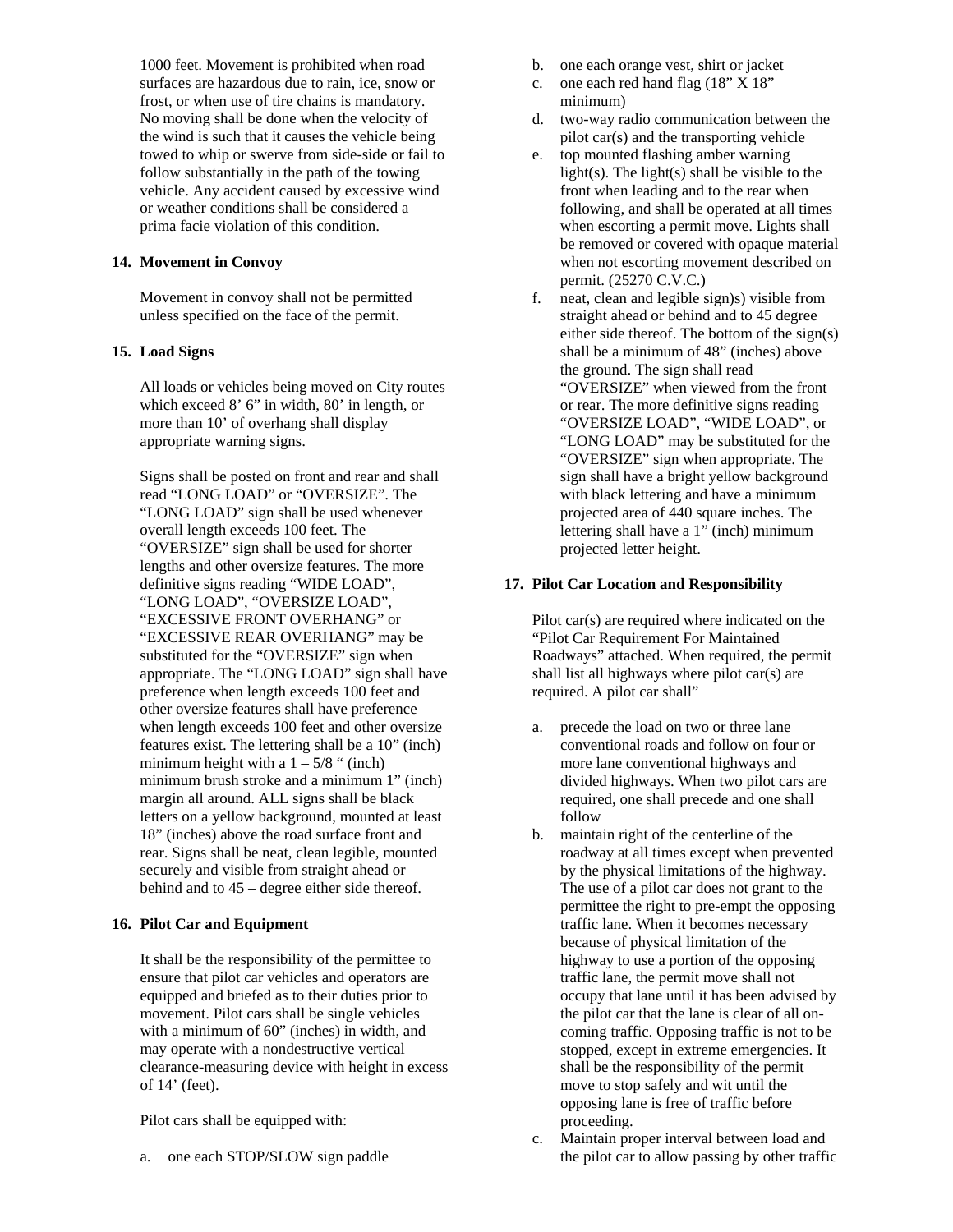1000 feet. Movement is prohibited when road surfaces are hazardous due to rain, ice, snow or frost, or when use of tire chains is mandatory. No moving shall be done when the velocity of the wind is such that it causes the vehicle being towed to whip or swerve from side-side or fail to follow substantially in the path of the towing vehicle. Any accident caused by excessive wind or weather conditions shall be considered a prima facie violation of this condition.

**14. Movement in Convoy**

Movement in convoy shall not be permitted unless specified on the face of the permit.

**15. Load Signs**

All loads or vehicles being moved on City routes which exceed 8' 6" in width, 80' in length, or more than 10' of overhang shall display appropriate warning signs.

Signs shall be posted on front and rear and shall read "LONG LOAD" or "OVERSIZE". The "LONG LOAD" sign shall be used whenever overall length exceeds 100 feet. The "OVERSIZE" sign shall be used for shorter lengths and other oversize features. The more definitive signs reading "WIDE LOAD", "LONG LOAD", "OVERSIZE LOAD", "EXCESSIVE FRONT OVERHANG" or "EXCESSIVE REAR OVERHANG" may be substituted for the "OVERSIZE" sign when appropriate. The "LONG LOAD" sign shall have preference when length exceeds 100 feet and other oversize features shall have preference when length exceeds 100 feet and other oversize features exist. The lettering shall be a 10" (inch) minimum height with a 1 – 5/8 " (inch) minimum brush stroke and a minimum 1" (inch) margin all around. ALL signs shall be black letters on a yellow background, mounted at least 18" (inches) above the road surface front and rear. Signs shall be neat, clean legible, mounted securely and visible from straight ahead or behind and to 45 – degree either side thereof.

**16. Pilot Car and Equipment**

It shall be the responsibility of the permittee to ensure that pilot car vehicles and operators are equipped and briefed as to their duties prior to movement. Pilot cars shall be single vehicles with a minimum of 60" (inches) in width, and may operate with a nondestructive vertical clearance-measuring device with height in excess of 14' (feet).

Pilot cars shall be equipped with:

a. one each STOP/SLOW sign paddle
b. one each orange vest, shirt or jacket
c. one each red hand flag (18" X 18" minimum)
d. two-way radio communication between the pilot car(s) and the transporting vehicle
e. top mounted flashing amber warning light(s). The light(s) shall be visible to the front when leading and to the rear when following, and shall be operated at all times when escorting a permit move. Lights shall be removed or covered with opaque material when not escorting movement described on permit. (25270 C.V.C.)
f. neat, clean and legible sign)s) visible from straight ahead or behind and to 45 degree either side thereof. The bottom of the sign(s) shall be a minimum of 48" (inches) above the ground. The sign shall read "OVERSIZE" when viewed from the front or rear. The more definitive signs reading "OVERSIZE LOAD", "WIDE LOAD", or "LONG LOAD" may be substituted for the "OVERSIZE" sign when appropriate. The sign shall have a bright yellow background with black lettering and have a minimum projected area of 440 square inches. The lettering shall have a 1" (inch) minimum projected letter height.

**17. Pilot Car Location and Responsibility**

Pilot car(s) are required where indicated on the "Pilot Car Requirement For Maintained Roadways" attached. When required, the permit shall list all highways where pilot car(s) are required. A pilot car shall"

a. precede the load on two or three lane conventional roads and follow on four or more lane conventional highways and divided highways. When two pilot cars are required, one shall precede and one shall follow
b. maintain right of the centerline of the roadway at all times except when prevented by the physical limitations of the highway. The use of a pilot car does not grant to the permittee the right to pre-empt the opposing traffic lane. When it becomes necessary because of physical limitation of the highway to use a portion of the opposing traffic lane, the permit move shall not occupy that lane until it has been advised by the pilot car that the lane is clear of all on-coming traffic. Opposing traffic is not to be stopped, except in extreme emergencies. It shall be the responsibility of the permit move to stop safely and wit until the opposing lane is free of traffic before proceeding.
c. Maintain proper interval between load and the pilot car to allow passing by other traffic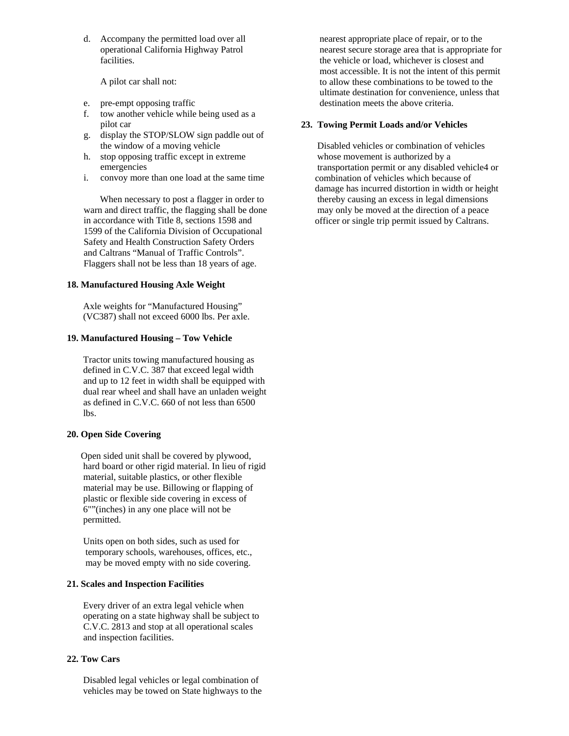d. Accompany the permitted load over all operational California Highway Patrol facilities.

A pilot car shall not:

e. pre-empt opposing traffic
f. tow another vehicle while being used as a pilot car
g. display the STOP/SLOW sign paddle out of the window of a moving vehicle
h. stop opposing traffic except in extreme emergencies
i. convoy more than one load at the same time

When necessary to post a flagger in order to warn and direct traffic, the flagging shall be done in accordance with Title 8, sections 1598 and 1599 of the California Division of Occupational Safety and Health Construction Safety Orders and Caltrans "Manual of Traffic Controls". Flaggers shall not be less than 18 years of age.

**18. Manufactured Housing Axle Weight**

Axle weights for "Manufactured Housing" (VC387) shall not exceed 6000 lbs. Per axle.

**19. Manufactured Housing – Tow Vehicle**

Tractor units towing manufactured housing as defined in C.V.C. 387 that exceed legal width and up to 12 feet in width shall be equipped with dual rear wheel and shall have an unladen weight as defined in C.V.C. 660 of not less than 6500 lbs.

**20. Open Side Covering**

Open sided unit shall be covered by plywood, hard board or other rigid material. In lieu of rigid material, suitable plastics, or other flexible material may be use. Billowing or flapping of plastic or flexible side covering in excess of 6"”(inches) in any one place will not be permitted.

Units open on both sides, such as used for temporary schools, warehouses, offices, etc., may be moved empty with no side covering.

**21. Scales and Inspection Facilities**

Every driver of an extra legal vehicle when operating on a state highway shall be subject to C.V.C. 2813 and stop at all operational scales and inspection facilities.

**22. Tow Cars**

Disabled legal vehicles or legal combination of vehicles may be towed on State highways to the nearest appropriate place of repair, or to the nearest secure storage area that is appropriate for the vehicle or load, whichever is closest and most accessible. It is not the intent of this permit to allow these combinations to be towed to the ultimate destination for convenience, unless that destination meets the above criteria.

**23. Towing Permit Loads and/or Vehicles**

Disabled vehicles or combination of vehicles whose movement is authorized by a transportation permit or any disabled vehicle4 or combination of vehicles which because of damage has incurred distortion in width or height thereby causing an excess in legal dimensions may only be moved at the direction of a peace officer or single trip permit issued by Caltrans.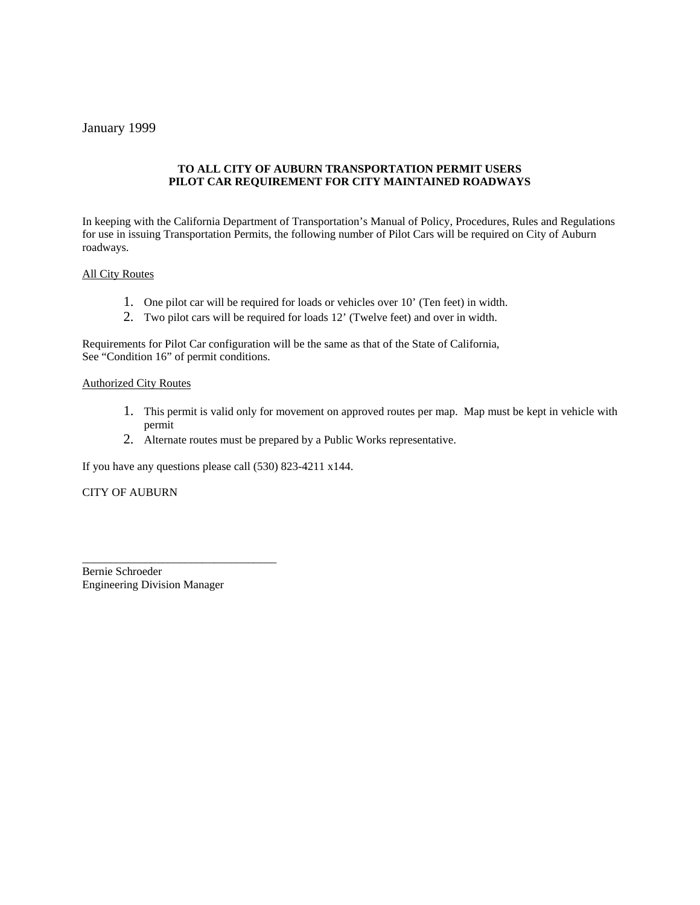January 1999

**TO ALL CITY OF AUBURN TRANSPORTATION PERMIT USERS**
**PILOT CAR REQUIREMENT FOR CITY MAINTAINED ROADWAYS**

In keeping with the California Department of Transportation's Manual of Policy, Procedures, Rules and Regulations for use in issuing Transportation Permits, the following number of Pilot Cars will be required on City of Auburn roadways.

<u>All City Routes</u>

1. One pilot car will be required for loads or vehicles over 10' (Ten feet) in width.
2. Two pilot cars will be required for loads 12' (Twelve feet) and over in width.

Requirements for Pilot Car configuration will be the same as that of the State of California, See "Condition 16" of permit conditions.

<u>Authorized City Routes</u>

1. This permit is valid only for movement on approved routes per map. Map must be kept in vehicle with permit
2. Alternate routes must be prepared by a Public Works representative.

If you have any questions please call (530) 823-4211 x144.

CITY OF AUBURN

\_\_\_\_\_\_\_\_\_\_\_\_\_\_\_\_\_\_\_\_\_\_\_\_\_\_\_\_\_\_\_\_\_\_

Bernie Schroeder
Engineering Division Manager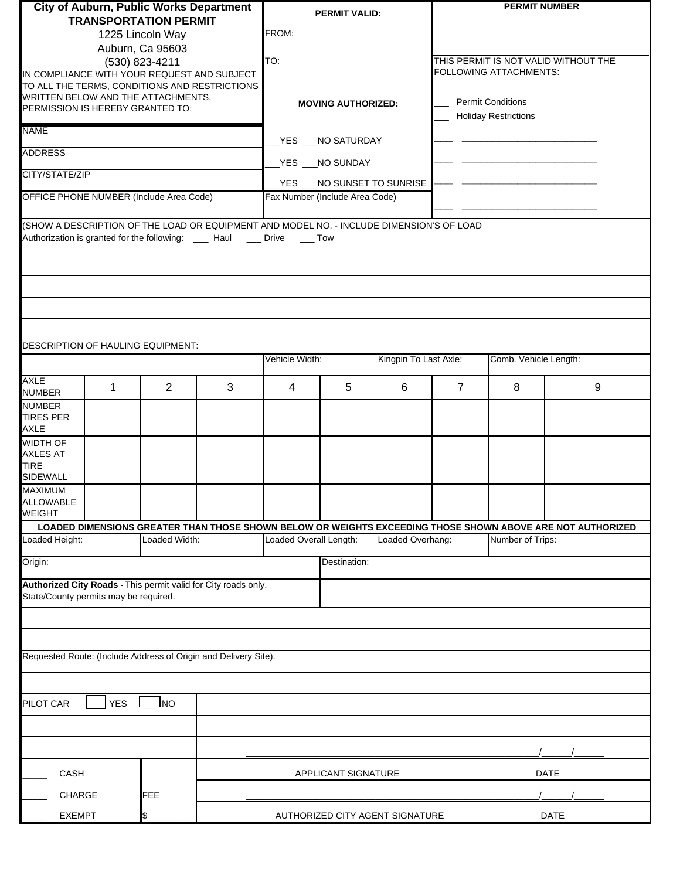**City of Auburn, Public Works Department**
**TRANSPORTATION PERMIT**
1225 Lincoln Way
Auburn, Ca 95603
(530) 823-4211

IN COMPLIANCE WITH YOUR REQUEST AND SUBJECT TO ALL THE TERMS, CONDITIONS AND RESTRICTIONS WRITTEN BELOW AND THE ATTACHMENTS, PERMISSION IS HEREBY GRANTED TO:

**PERMIT VALID:**

FROM:

TO:

**MOVING AUTHORIZED:**

___YES ___NO SATURDAY

___YES ___NO SUNDAY

___YES ___NO SUNSET TO SUNRISE

**PERMIT NUMBER**

THIS PERMIT IS NOT VALID WITHOUT THE FOLLOWING ATTACHMENTS:

___ Permit Conditions
___ Holiday Restrictions
___ ____________________
___ ____________________
___ ____________________
___ ____________________

NAME

ADDRESS

CITY/STATE/ZIP

OFFICE PHONE NUMBER (Include Area Code)

Fax Number (Include Area Code)

(SHOW A DESCRIPTION OF THE LOAD OR EQUIPMENT AND MODEL NO. - INCLUDE DIMENSION'S OF LOAD

Authorization is granted for the following: ___ Haul ___ Drive ___ Tow

DESCRIPTION OF HAULING EQUIPMENT:

Vehicle Width: | Kingpin To Last Axle: | Comb. Vehicle Length:

| AXLE NUMBER | 1 | 2 | 3 | 4 | 5 | 6 | 7 | 8 | 9 |
|---|---|---|---|---|---|---|---|---|---|
| NUMBER TIRES PER AXLE | | | | | | | | | |
| WIDTH OF AXLES AT TIRE SIDEWALL | | | | | | | | | |
| MAXIMUM ALLOWABLE WEIGHT | | | | | | | | | |

**LOADED DIMENSIONS GREATER THAN THOSE SHOWN BELOW OR WEIGHTS EXCEEDING THOSE SHOWN ABOVE ARE NOT AUTHORIZED**

Loaded Height: | Loaded Width: | Loaded Overall Length: | Loaded Overhang: | Number of Trips:

Origin: | Destination:

**Authorized City Roads -** This permit valid for City roads only. State/County permits may be required.

Requested Route: (Include Address of Origin and Delivery Site).

PILOT CAR ☐ YES ☐ NO

_____________________________________________ ____/____/____

APPLICANT SIGNATURE DATE

_____ CASH

_____ CHARGE

_____ EXEMPT

FEE

$________

_____________________________________________ ____/____/____

AUTHORIZED CITY AGENT SIGNATURE DATE